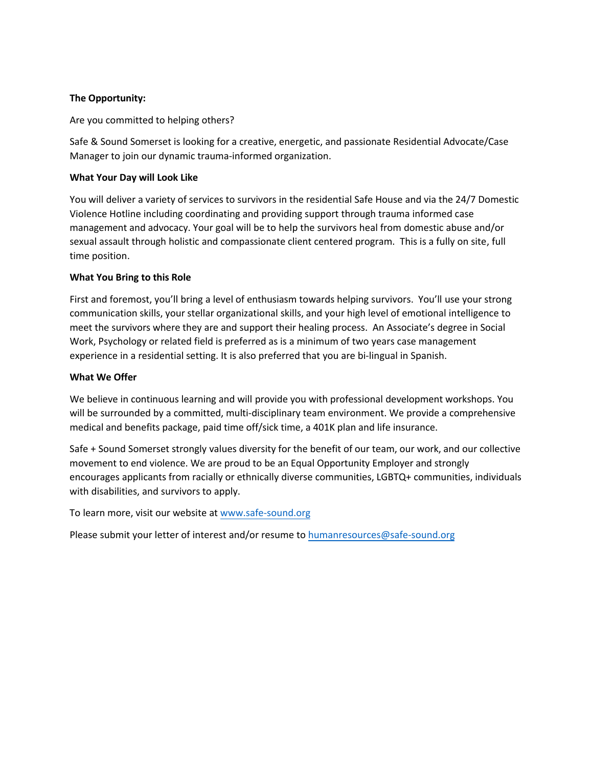**The Opportunity:**

Are you committed to helping others?

Safe & Sound Somerset is looking for a creative, energetic, and passionate Residential Advocate/Case Manager to join our dynamic trauma-informed organization.

**What Your Day will Look Like**

You will deliver a variety of services to survivors in the residential Safe House and via the 24/7 Domestic Violence Hotline including coordinating and providing support through trauma informed case management and advocacy. Your goal will be to help the survivors heal from domestic abuse and/or sexual assault through holistic and compassionate client centered program. This is a fully on site, full time position.

**What You Bring to this Role**

First and foremost, you'll bring a level of enthusiasm towards helping survivors. You'll use your strong communication skills, your stellar organizational skills, and your high level of emotional intelligence to meet the survivors where they are and support their healing process. An Associate's degree in Social Work, Psychology or related field is preferred as is a minimum of two years case management experience in a residential setting. It is also preferred that you are bi-lingual in Spanish.

**What We Offer**

We believe in continuous learning and will provide you with professional development workshops. You will be surrounded by a committed, multi-disciplinary team environment. We provide a comprehensive medical and benefits package, paid time off/sick time, a 401K plan and life insurance.

Safe + Sound Somerset strongly values diversity for the benefit of our team, our work, and our collective movement to end violence. We are proud to be an Equal Opportunity Employer and strongly encourages applicants from racially or ethnically diverse communities, LGBTQ+ communities, individuals with disabilities, and survivors to apply.

To learn more, visit our website at www.safe-sound.org

Please submit your letter of interest and/or resume to humanresources@safe-sound.org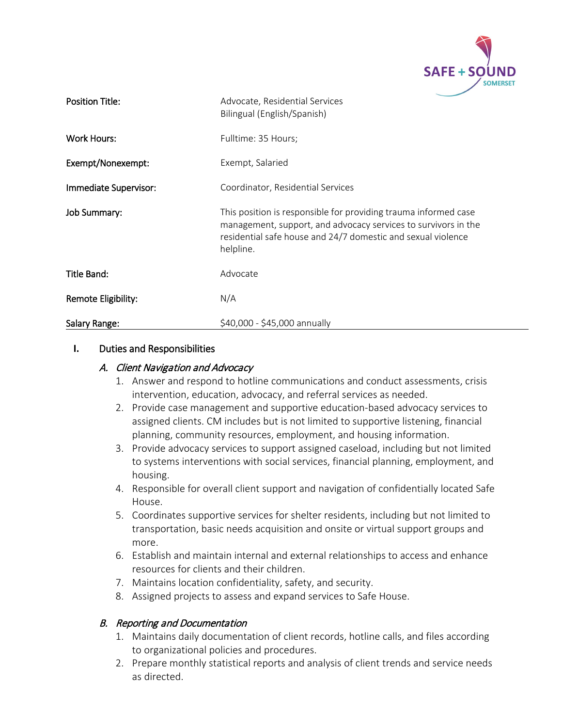| Position Title: | Advocate, Residential Services<br>Bilingual (English/Spanish) |
|---|---|
| Work Hours: | Fulltime: 35 Hours; |
| Exempt/Nonexempt: | Exempt, Salaried |
| Immediate Supervisor: | Coordinator, Residential Services |
| Job Summary: | This position is responsible for providing trauma informed case management, support, and advocacy services to survivors in the residential safe house and 24/7 domestic and sexual violence helpline. |
| Title Band: | Advocate |
| Remote Eligibility: | N/A |
| Salary Range: | $40,000 - $45,000 annually |

## I. Duties and Responsibilities

### *A. Client Navigation and Advocacy*

1. Answer and respond to hotline communications and conduct assessments, crisis intervention, education, advocacy, and referral services as needed.
2. Provide case management and supportive education-based advocacy services to assigned clients. CM includes but is not limited to supportive listening, financial planning, community resources, employment, and housing information.
3. Provide advocacy services to support assigned caseload, including but not limited to systems interventions with social services, financial planning, employment, and housing.
4. Responsible for overall client support and navigation of confidentially located Safe House.
5. Coordinates supportive services for shelter residents, including but not limited to transportation, basic needs acquisition and onsite or virtual support groups and more.
6. Establish and maintain internal and external relationships to access and enhance resources for clients and their children.
7. Maintains location confidentiality, safety, and security.
8. Assigned projects to assess and expand services to Safe House.

### *B. Reporting and Documentation*

1. Maintains daily documentation of client records, hotline calls, and files according to organizational policies and procedures.
2. Prepare monthly statistical reports and analysis of client trends and service needs as directed.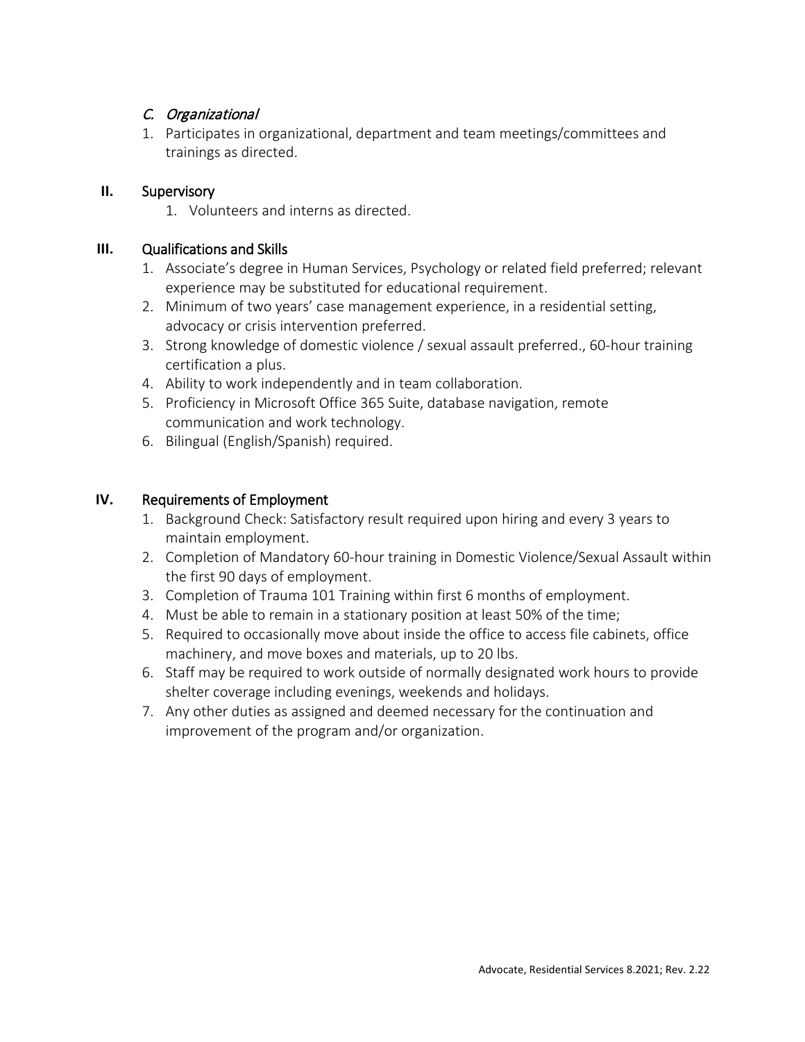### *C. Organizational*

1. Participates in organizational, department and team meetings/committees and trainings as directed.

## II. Supervisory

1. Volunteers and interns as directed.

## III. Qualifications and Skills

1. Associate's degree in Human Services, Psychology or related field preferred; relevant experience may be substituted for educational requirement.
2. Minimum of two years' case management experience, in a residential setting, advocacy or crisis intervention preferred.
3. Strong knowledge of domestic violence / sexual assault preferred., 60-hour training certification a plus.
4. Ability to work independently and in team collaboration.
5. Proficiency in Microsoft Office 365 Suite, database navigation, remote communication and work technology.
6. Bilingual (English/Spanish) required.

## IV. Requirements of Employment

1. Background Check: Satisfactory result required upon hiring and every 3 years to maintain employment.
2. Completion of Mandatory 60-hour training in Domestic Violence/Sexual Assault within the first 90 days of employment.
3. Completion of Trauma 101 Training within first 6 months of employment.
4. Must be able to remain in a stationary position at least 50% of the time;
5. Required to occasionally move about inside the office to access file cabinets, office machinery, and move boxes and materials, up to 20 lbs.
6. Staff may be required to work outside of normally designated work hours to provide shelter coverage including evenings, weekends and holidays.
7. Any other duties as assigned and deemed necessary for the continuation and improvement of the program and/or organization.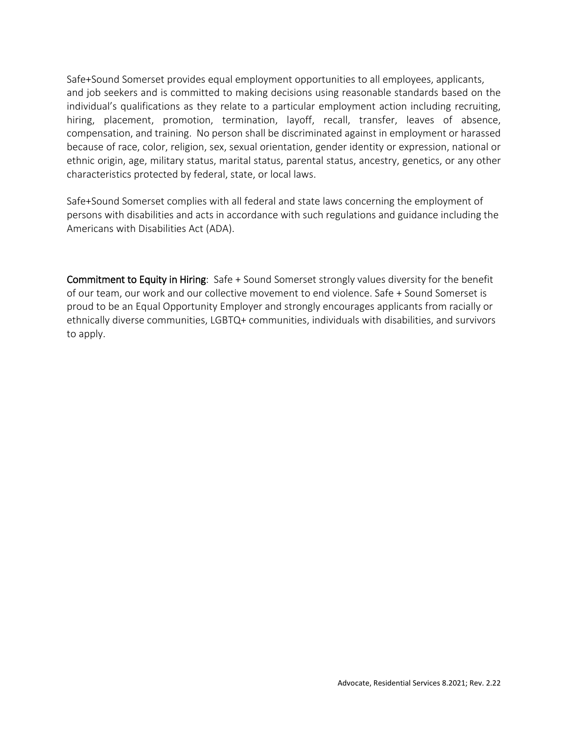Safe+Sound Somerset provides equal employment opportunities to all employees, applicants, and job seekers and is committed to making decisions using reasonable standards based on the individual's qualifications as they relate to a particular employment action including recruiting, hiring, placement, promotion, termination, layoff, recall, transfer, leaves of absence, compensation, and training. No person shall be discriminated against in employment or harassed because of race, color, religion, sex, sexual orientation, gender identity or expression, national or ethnic origin, age, military status, marital status, parental status, ancestry, genetics, or any other characteristics protected by federal, state, or local laws.

Safe+Sound Somerset complies with all federal and state laws concerning the employment of persons with disabilities and acts in accordance with such regulations and guidance including the Americans with Disabilities Act (ADA).

**Commitment to Equity in Hiring**: Safe + Sound Somerset strongly values diversity for the benefit of our team, our work and our collective movement to end violence. Safe + Sound Somerset is proud to be an Equal Opportunity Employer and strongly encourages applicants from racially or ethnically diverse communities, LGBTQ+ communities, individuals with disabilities, and survivors to apply.